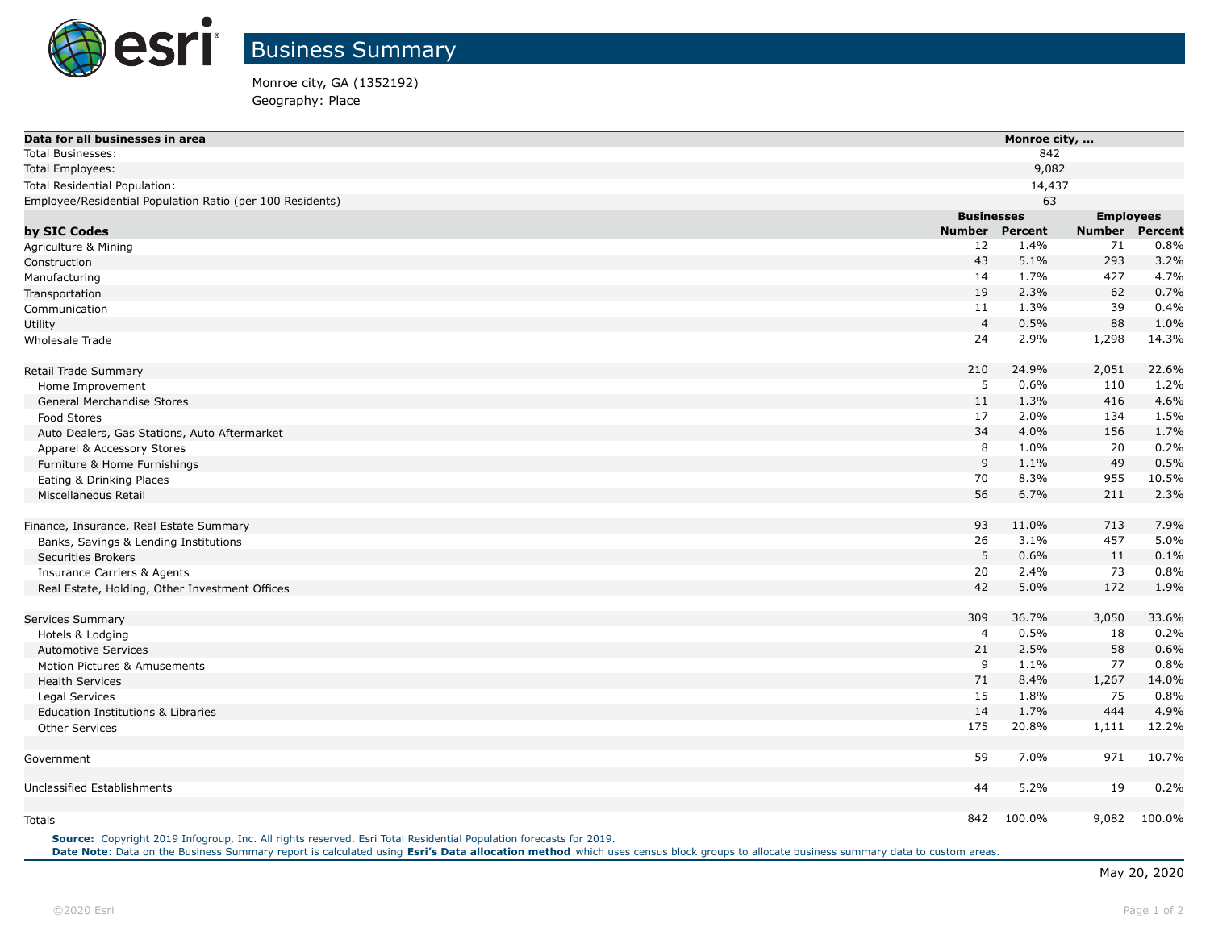# Business Summary

Monroe city, GA (1352192)
Geography: Place

| Data for all businesses in area | Monroe city, ... |
|---|---|
| Total Businesses: | 842 |
| Total Employees: | 9,082 |
| Total Residential Population: | 14,437 |
| Employee/Residential Population Ratio (per 100 Residents) | 63 |

| | Businesses | | Employees | |
|---|---|---|---|---|
| **by SIC Codes** | **Number** | **Percent** | **Number** | **Percent** |
| Agriculture & Mining | 12 | 1.4% | 71 | 0.8% |
| Construction | 43 | 5.1% | 293 | 3.2% |
| Manufacturing | 14 | 1.7% | 427 | 4.7% |
| Transportation | 19 | 2.3% | 62 | 0.7% |
| Communication | 11 | 1.3% | 39 | 0.4% |
| Utility | 4 | 0.5% | 88 | 1.0% |
| Wholesale Trade | 24 | 2.9% | 1,298 | 14.3% |
| | | | | |
| Retail Trade Summary | 210 | 24.9% | 2,051 | 22.6% |
| Home Improvement | 5 | 0.6% | 110 | 1.2% |
| General Merchandise Stores | 11 | 1.3% | 416 | 4.6% |
| Food Stores | 17 | 2.0% | 134 | 1.5% |
| Auto Dealers, Gas Stations, Auto Aftermarket | 34 | 4.0% | 156 | 1.7% |
| Apparel & Accessory Stores | 8 | 1.0% | 20 | 0.2% |
| Furniture & Home Furnishings | 9 | 1.1% | 49 | 0.5% |
| Eating & Drinking Places | 70 | 8.3% | 955 | 10.5% |
| Miscellaneous Retail | 56 | 6.7% | 211 | 2.3% |
| | | | | |
| Finance, Insurance, Real Estate Summary | 93 | 11.0% | 713 | 7.9% |
| Banks, Savings & Lending Institutions | 26 | 3.1% | 457 | 5.0% |
| Securities Brokers | 5 | 0.6% | 11 | 0.1% |
| Insurance Carriers & Agents | 20 | 2.4% | 73 | 0.8% |
| Real Estate, Holding, Other Investment Offices | 42 | 5.0% | 172 | 1.9% |
| | | | | |
| Services Summary | 309 | 36.7% | 3,050 | 33.6% |
| Hotels & Lodging | 4 | 0.5% | 18 | 0.2% |
| Automotive Services | 21 | 2.5% | 58 | 0.6% |
| Motion Pictures & Amusements | 9 | 1.1% | 77 | 0.8% |
| Health Services | 71 | 8.4% | 1,267 | 14.0% |
| Legal Services | 15 | 1.8% | 75 | 0.8% |
| Education Institutions & Libraries | 14 | 1.7% | 444 | 4.9% |
| Other Services | 175 | 20.8% | 1,111 | 12.2% |
| | | | | |
| Government | 59 | 7.0% | 971 | 10.7% |
| | | | | |
| Unclassified Establishments | 44 | 5.2% | 19 | 0.2% |
| | | | | |
| Totals | 842 | 100.0% | 9,082 | 100.0% |

**Source:** Copyright 2019 Infogroup, Inc. All rights reserved. Esri Total Residential Population forecasts for 2019.
**Date Note**: Data on the Business Summary report is calculated using **Esri's Data allocation method** which uses census block groups to allocate business summary data to custom areas.

May 20, 2020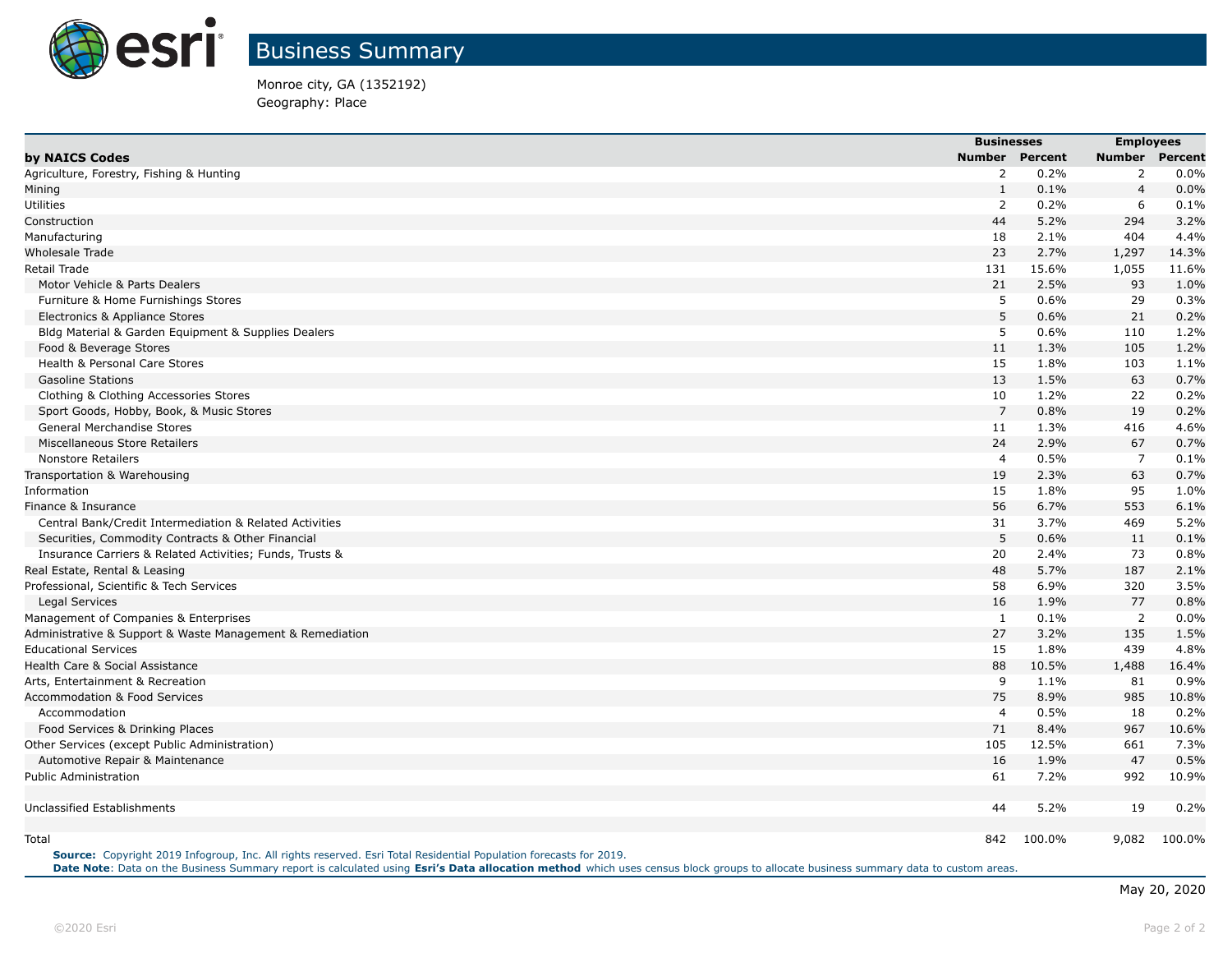# Business Summary

Monroe city, GA (1352192)
Geography: Place

| by NAICS Codes | Businesses | | Employees | |
|---|---|---|---|---|
| | Number | Percent | Number | Percent |
| Agriculture, Forestry, Fishing & Hunting | 2 | 0.2% | 2 | 0.0% |
| Mining | 1 | 0.1% | 4 | 0.0% |
| Utilities | 2 | 0.2% | 6 | 0.1% |
| Construction | 44 | 5.2% | 294 | 3.2% |
| Manufacturing | 18 | 2.1% | 404 | 4.4% |
| Wholesale Trade | 23 | 2.7% | 1,297 | 14.3% |
| Retail Trade | 131 | 15.6% | 1,055 | 11.6% |
| Motor Vehicle & Parts Dealers | 21 | 2.5% | 93 | 1.0% |
| Furniture & Home Furnishings Stores | 5 | 0.6% | 29 | 0.3% |
| Electronics & Appliance Stores | 5 | 0.6% | 21 | 0.2% |
| Bldg Material & Garden Equipment & Supplies Dealers | 5 | 0.6% | 110 | 1.2% |
| Food & Beverage Stores | 11 | 1.3% | 105 | 1.2% |
| Health & Personal Care Stores | 15 | 1.8% | 103 | 1.1% |
| Gasoline Stations | 13 | 1.5% | 63 | 0.7% |
| Clothing & Clothing Accessories Stores | 10 | 1.2% | 22 | 0.2% |
| Sport Goods, Hobby, Book, & Music Stores | 7 | 0.8% | 19 | 0.2% |
| General Merchandise Stores | 11 | 1.3% | 416 | 4.6% |
| Miscellaneous Store Retailers | 24 | 2.9% | 67 | 0.7% |
| Nonstore Retailers | 4 | 0.5% | 7 | 0.1% |
| Transportation & Warehousing | 19 | 2.3% | 63 | 0.7% |
| Information | 15 | 1.8% | 95 | 1.0% |
| Finance & Insurance | 56 | 6.7% | 553 | 6.1% |
| Central Bank/Credit Intermediation & Related Activities | 31 | 3.7% | 469 | 5.2% |
| Securities, Commodity Contracts & Other Financial | 5 | 0.6% | 11 | 0.1% |
| Insurance Carriers & Related Activities; Funds, Trusts & | 20 | 2.4% | 73 | 0.8% |
| Real Estate, Rental & Leasing | 48 | 5.7% | 187 | 2.1% |
| Professional, Scientific & Tech Services | 58 | 6.9% | 320 | 3.5% |
| Legal Services | 16 | 1.9% | 77 | 0.8% |
| Management of Companies & Enterprises | 1 | 0.1% | 2 | 0.0% |
| Administrative & Support & Waste Management & Remediation | 27 | 3.2% | 135 | 1.5% |
| Educational Services | 15 | 1.8% | 439 | 4.8% |
| Health Care & Social Assistance | 88 | 10.5% | 1,488 | 16.4% |
| Arts, Entertainment & Recreation | 9 | 1.1% | 81 | 0.9% |
| Accommodation & Food Services | 75 | 8.9% | 985 | 10.8% |
| Accommodation | 4 | 0.5% | 18 | 0.2% |
| Food Services & Drinking Places | 71 | 8.4% | 967 | 10.6% |
| Other Services (except Public Administration) | 105 | 12.5% | 661 | 7.3% |
| Automotive Repair & Maintenance | 16 | 1.9% | 47 | 0.5% |
| Public Administration | 61 | 7.2% | 992 | 10.9% |
| | | | | |
| Unclassified Establishments | 44 | 5.2% | 19 | 0.2% |
| | | | | |
| Total | 842 | 100.0% | 9,082 | 100.0% |

**Source:** Copyright 2019 Infogroup, Inc. All rights reserved. Esri Total Residential Population forecasts for 2019.
**Date Note**: Data on the Business Summary report is calculated using **Esri's Data allocation method** which uses census block groups to allocate business summary data to custom areas.

May 20, 2020

©2020 Esri